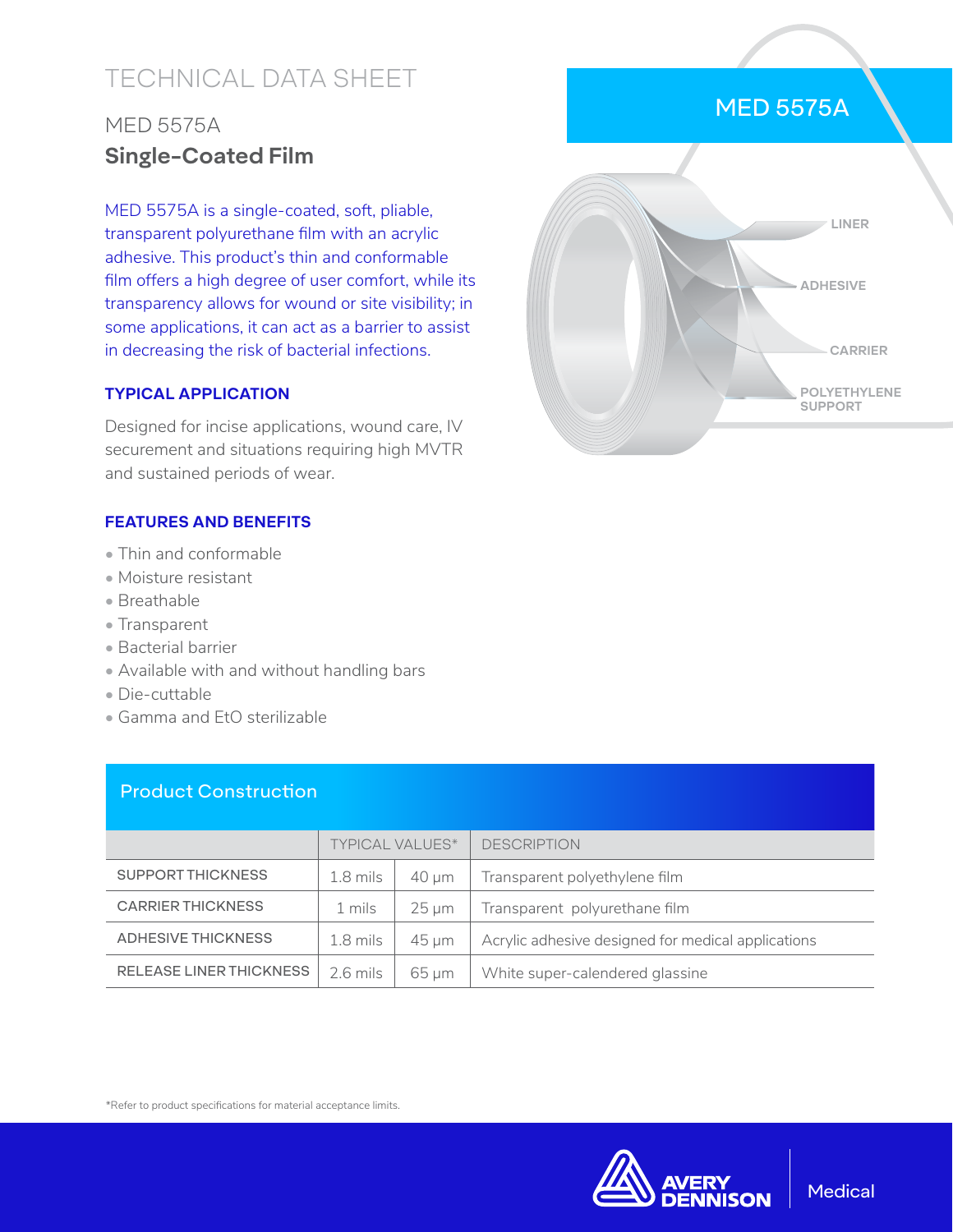# TECHNICAL DATA SHEET

## MED 5575A

## **Single-Coated Film**

MED 5575A is a single-coated, soft, pliable, transparent polyurethane film with an acrylic adhesive. This product's thin and conformable film offers a high degree of user comfort, while its transparency allows for wound or site visibility; in some applications, it can act as a barrier to assist in decreasing the risk of bacterial infections.

MED 5575A

LINER

ADHESIVE

CARRIER

POLYETHYLENE SUPPORT

### TYPICAL APPLICATION

Designed for incise applications, wound care, IV securement and situations requiring high MVTR and sustained periods of wear.

### FEATURES AND BENEFITS

- Thin and conformable
- Moisture resistant
- Breathable
- Transparent
- Bacterial barrier
- Available with and without handling bars
- Die-cuttable
- Gamma and EtO sterilizable

### Product Construction

| | TYPICAL VALUES* | | DESCRIPTION |
|---|---|---|---|
| SUPPORT THICKNESS | 1.8 mils | 40 µm | Transparent polyethylene film |
| CARRIER THICKNESS | 1 mils | 25 µm | Transparent polyurethane film |
| ADHESIVE THICKNESS | 1.8 mils | 45 µm | Acrylic adhesive designed for medical applications |
| RELEASE LINER THICKNESS | 2.6 mils | 65 µm | White super-calendered glassine |

*Refer to product specifications for material acceptance limits.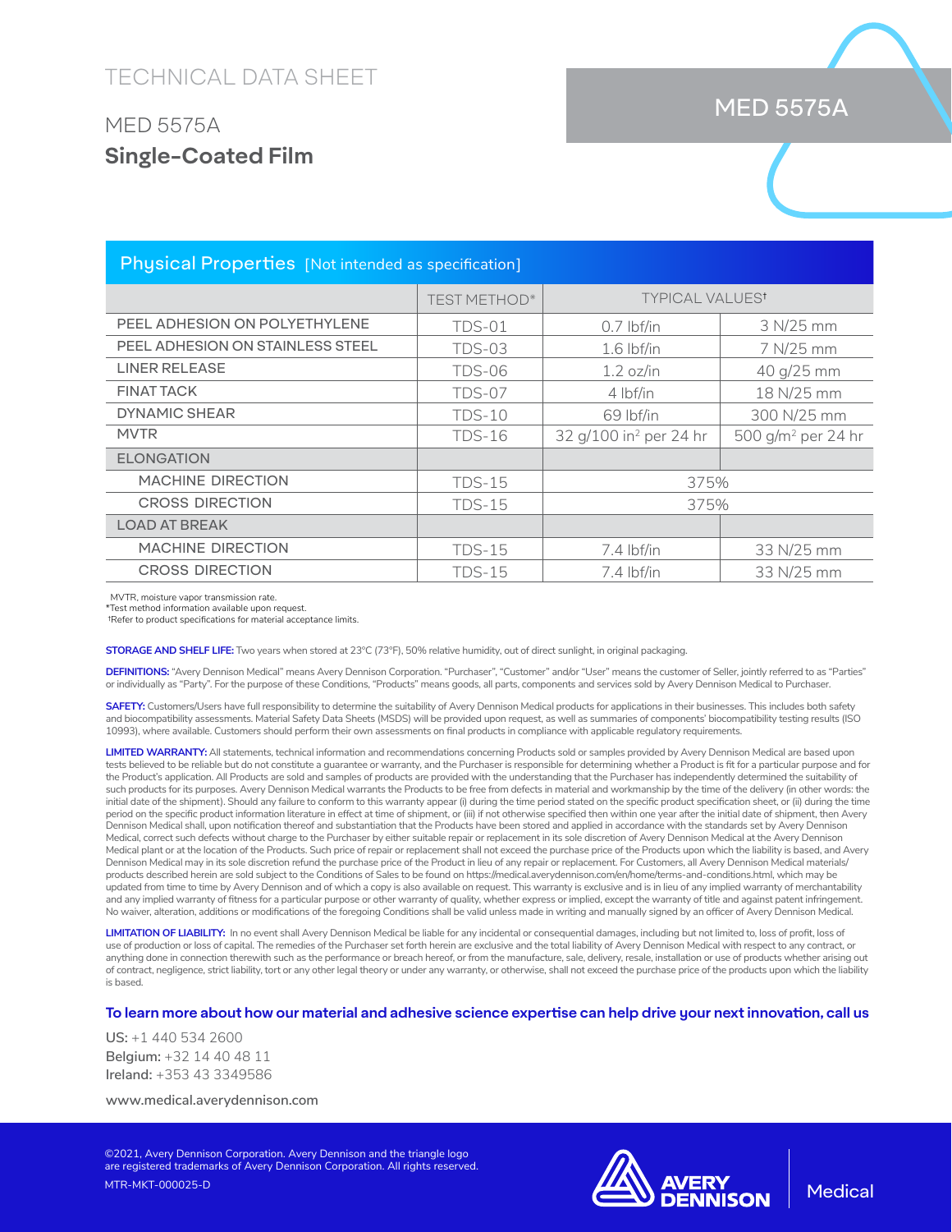# TECHNICAL DATA SHEET

MED 5575A

## Single-Coated Film

MED 5575A

## Physical Properties [Not intended as specification]

| | TEST METHOD* | TYPICAL VALUES† | |
|---|---|---|---|
| PEEL ADHESION ON POLYETHYLENE | TDS-01 | 0.7 lbf/in | 3 N/25 mm |
| PEEL ADHESION ON STAINLESS STEEL | TDS-03 | 1.6 lbf/in | 7 N/25 mm |
| LINER RELEASE | TDS-06 | 1.2 oz/in | 40 g/25 mm |
| FINAT TACK | TDS-07 | 4 lbf/in | 18 N/25 mm |
| DYNAMIC SHEAR | TDS-10 | 69 lbf/in | 300 N/25 mm |
| MVTR | TDS-16 | 32 g/100 in² per 24 hr | 500 g/m² per 24 hr |
| ELONGATION | | | |
| MACHINE DIRECTION | TDS-15 | 375% | |
| CROSS DIRECTION | TDS-15 | 375% | |
| LOAD AT BREAK | | | |
| MACHINE DIRECTION | TDS-15 | 7.4 lbf/in | 33 N/25 mm |
| CROSS DIRECTION | TDS-15 | 7.4 lbf/in | 33 N/25 mm |

MVTR, moisture vapor transmission rate.
*Test method information available upon request.
†Refer to product specifications for material acceptance limits.

**STORAGE AND SHELF LIFE:** Two years when stored at 23°C (73°F), 50% relative humidity, out of direct sunlight, in original packaging.

**DEFINITIONS:** "Avery Dennison Medical" means Avery Dennison Corporation. "Purchaser", "Customer" and/or "User" means the customer of Seller, jointly referred to as "Parties" or individually as "Party". For the purpose of these Conditions, "Products" means goods, all parts, components and services sold by Avery Dennison Medical to Purchaser.

**SAFETY:** Customers/Users have full responsibility to determine the suitability of Avery Dennison Medical products for applications in their businesses. This includes both safety and biocompatibility assessments. Material Safety Data Sheets (MSDS) will be provided upon request, as well as summaries of components' biocompatibility testing results (ISO 10993), where available. Customers should perform their own assessments on final products in compliance with applicable regulatory requirements.

**LIMITED WARRANTY:** All statements, technical information and recommendations concerning Products sold or samples provided by Avery Dennison Medical are based upon tests believed to be reliable but do not constitute a guarantee or warranty, and the Purchaser is responsible for determining whether a Product is fit for a particular purpose and for the Product's application. All Products are sold and samples of products are provided with the understanding that the Purchaser has independently determined the suitability of such products for its purposes. Avery Dennison Medical warrants the Products to be free from defects in material and workmanship by the time of the delivery (in other words: the initial date of the shipment). Should any failure to conform to this warranty appear (i) during the time period stated on the specific product specification sheet, or (ii) during the time period on the specific product information literature in effect at time of shipment, or (iii) if not otherwise specified then within one year after the initial date of shipment, then Avery Dennison Medical shall, upon notification thereof and substantiation that the Products have been stored and applied in accordance with the standards set by Avery Dennison Medical, correct such defects without charge to the Purchaser by either suitable repair or replacement in its sole discretion of Avery Dennison Medical at the Avery Dennison Medical plant or at the location of the Products. Such price of repair or replacement shall not exceed the purchase price of the Products upon which the liability is based, and Avery Dennison Medical may in its sole discretion refund the purchase price of the Product in lieu of any repair or replacement. For Customers, all Avery Dennison Medical materials/products described herein are sold subject to the Conditions of Sales to be found on https://medical.averydennison.com/en/home/terms-and-conditions.html, which may be updated from time to time by Avery Dennison and of which a copy is also available on request. This warranty is exclusive and is in lieu of any implied warranty of merchantability and any implied warranty of fitness for a particular purpose or other warranty of quality, whether express or implied, except the warranty of title and against patent infringement. No waiver, alteration, additions or modifications of the foregoing Conditions shall be valid unless made in writing and manually signed by an officer of Avery Dennison Medical.

**LIMITATION OF LIABILITY:** In no event shall Avery Dennison Medical be liable for any incidental or consequential damages, including but not limited to, loss of profit, loss of use of production or loss of capital. The remedies of the Purchaser set forth herein are exclusive and the total liability of Avery Dennison Medical with respect to any contract, or anything done in connection therewith such as the performance or breach hereof, or from the manufacture, sale, delivery, resale, installation or use of products whether arising out of contract, negligence, strict liability, tort or any other legal theory or under any warranty, or otherwise, shall not exceed the purchase price of the products upon which the liability is based.

**To learn more about how our material and adhesive science expertise can help drive your next innovation, call us**

US: +1 440 534 2600
Belgium: +32 14 40 48 11
Ireland: +353 43 3349586

www.medical.averydennison.com

©2021, Avery Dennison Corporation. Avery Dennison and the triangle logo are registered trademarks of Avery Dennison Corporation. All rights reserved.

MTR-MKT-000025-D

AVERY DENNISON Medical